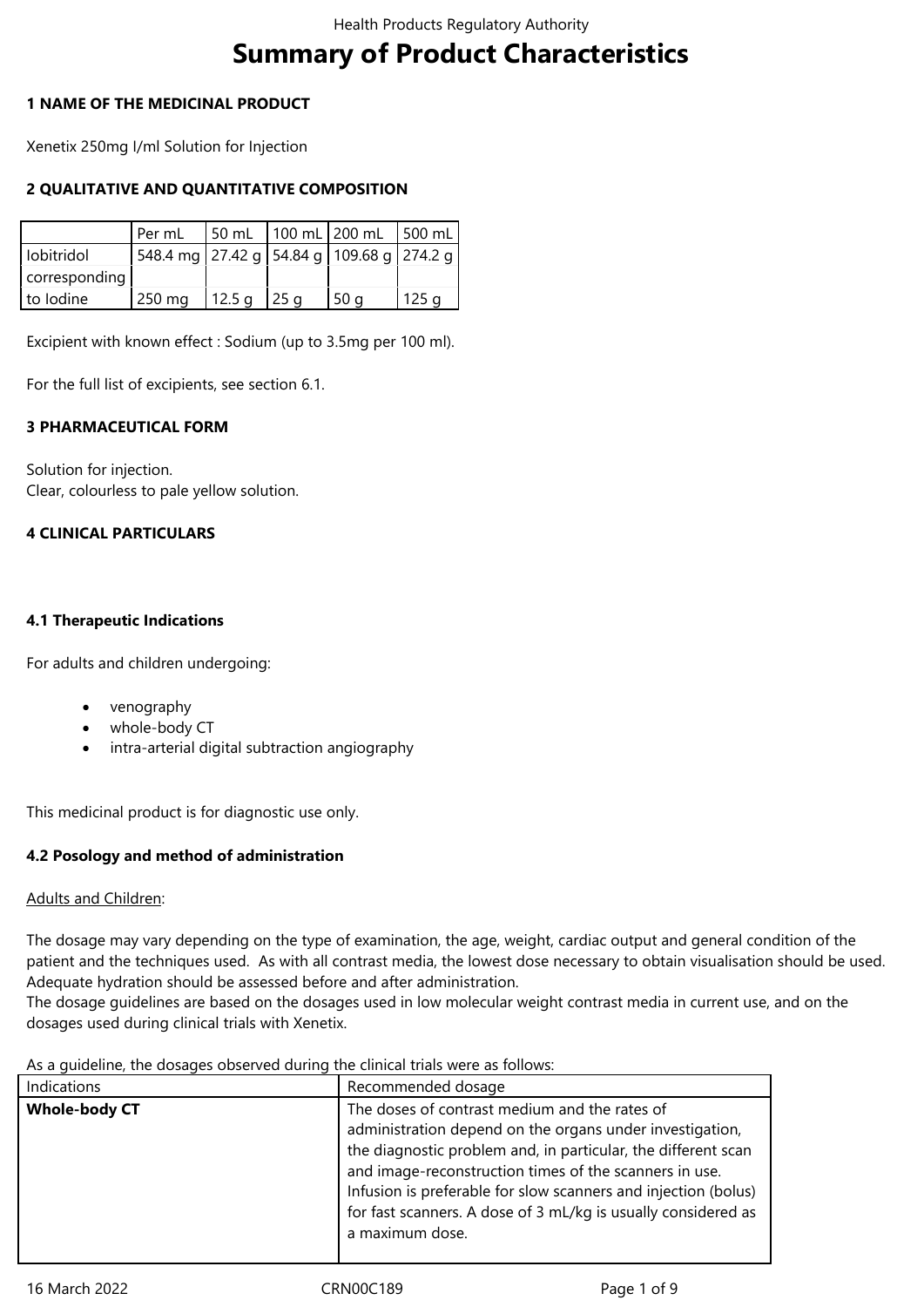# Summary of Product Characteristics

## 1 NAME OF THE MEDICINAL PRODUCT

Xenetix 250mg I/ml Solution for Injection

## 2 QUALITATIVE AND QUANTITATIVE COMPOSITION

| | Per mL | 50 mL | 100 mL | 200 mL | 500 mL |
|---|---|---|---|---|---|
| Iobitridol | 548.4 mg | 27.42 g | 54.84 g | 109.68 g | 274.2 g |
| corresponding | | | | | |
| to Iodine | 250 mg | 12.5 g | 25 g | 50 g | 125 g |

Excipient with known effect : Sodium (up to 3.5mg per 100 ml).

For the full list of excipients, see section 6.1.

## 3 PHARMACEUTICAL FORM

Solution for injection.
Clear, colourless to pale yellow solution.

## 4 CLINICAL PARTICULARS

### 4.1 Therapeutic Indications

For adults and children undergoing:

- venography
- whole-body CT
- intra-arterial digital subtraction angiography

This medicinal product is for diagnostic use only.

### 4.2 Posology and method of administration

Adults and Children:

The dosage may vary depending on the type of examination, the age, weight, cardiac output and general condition of the patient and the techniques used. As with all contrast media, the lowest dose necessary to obtain visualisation should be used. Adequate hydration should be assessed before and after administration.
The dosage guidelines are based on the dosages used in low molecular weight contrast media in current use, and on the dosages used during clinical trials with Xenetix.

As a guideline, the dosages observed during the clinical trials were as follows:

| Indications | Recommended dosage |
|---|---|
| **Whole-body CT** | The doses of contrast medium and the rates of administration depend on the organs under investigation, the diagnostic problem and, in particular, the different scan and image-reconstruction times of the scanners in use. Infusion is preferable for slow scanners and injection (bolus) for fast scanners. A dose of 3 mL/kg is usually considered as a maximum dose. |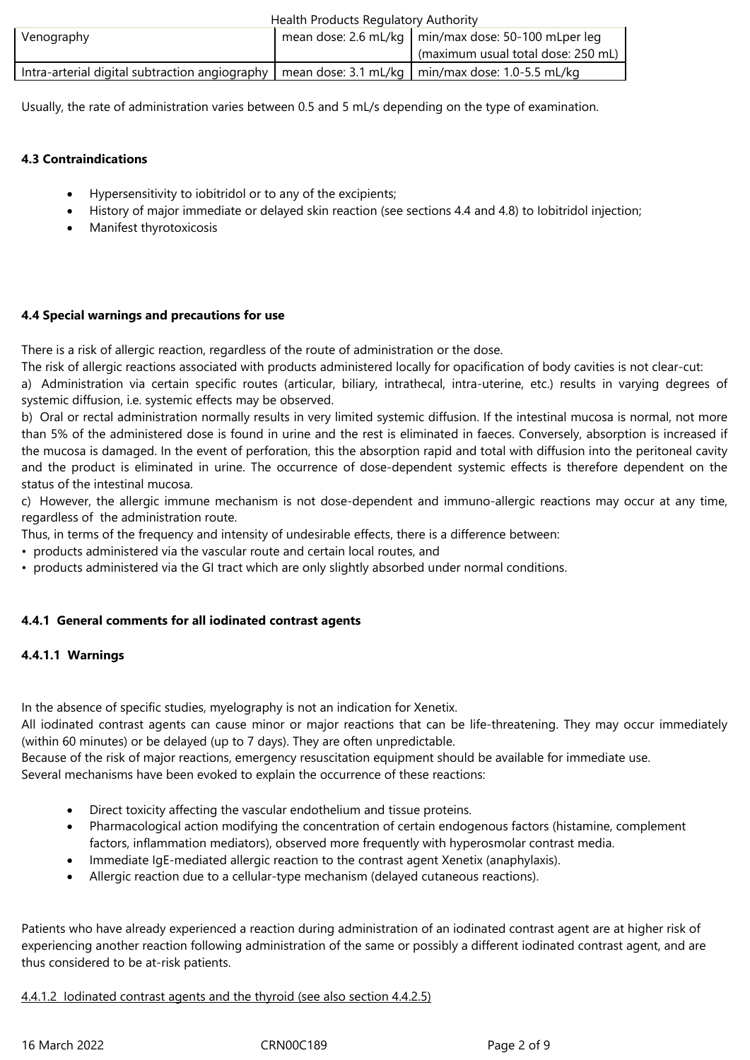| Venography | mean dose: 2.6 mL/kg | min/max dose: 50-100 mLper leg (maximum usual total dose: 250 mL) |
|---|---|---|
| Intra-arterial digital subtraction angiography | mean dose: 3.1 mL/kg | min/max dose: 1.0-5.5 mL/kg |

Usually, the rate of administration varies between 0.5 and 5 mL/s depending on the type of examination.

**4.3 Contraindications**

- Hypersensitivity to iobitridol or to any of the excipients;
- History of major immediate or delayed skin reaction (see sections 4.4 and 4.8) to Iobitridol injection;
- Manifest thyrotoxicosis

**4.4 Special warnings and precautions for use**

There is a risk of allergic reaction, regardless of the route of administration or the dose.
The risk of allergic reactions associated with products administered locally for opacification of body cavities is not clear-cut:
a) Administration via certain specific routes (articular, biliary, intrathecal, intra-uterine, etc.) results in varying degrees of systemic diffusion, i.e. systemic effects may be observed.
b) Oral or rectal administration normally results in very limited systemic diffusion. If the intestinal mucosa is normal, not more than 5% of the administered dose is found in urine and the rest is eliminated in faeces. Conversely, absorption is increased if the mucosa is damaged. In the event of perforation, this the absorption rapid and total with diffusion into the peritoneal cavity and the product is eliminated in urine. The occurrence of dose-dependent systemic effects is therefore dependent on the status of the intestinal mucosa.
c) However, the allergic immune mechanism is not dose-dependent and immuno-allergic reactions may occur at any time, regardless of the administration route.
Thus, in terms of the frequency and intensity of undesirable effects, there is a difference between:
- products administered via the vascular route and certain local routes, and
- products administered via the GI tract which are only slightly absorbed under normal conditions.

**4.4.1 General comments for all iodinated contrast agents**

**4.4.1.1 Warnings**

In the absence of specific studies, myelography is not an indication for Xenetix.
All iodinated contrast agents can cause minor or major reactions that can be life-threatening. They may occur immediately (within 60 minutes) or be delayed (up to 7 days). They are often unpredictable.
Because of the risk of major reactions, emergency resuscitation equipment should be available for immediate use.
Several mechanisms have been evoked to explain the occurrence of these reactions:

- Direct toxicity affecting the vascular endothelium and tissue proteins.
- Pharmacological action modifying the concentration of certain endogenous factors (histamine, complement factors, inflammation mediators), observed more frequently with hyperosmolar contrast media.
- Immediate IgE-mediated allergic reaction to the contrast agent Xenetix (anaphylaxis).
- Allergic reaction due to a cellular-type mechanism (delayed cutaneous reactions).

Patients who have already experienced a reaction during administration of an iodinated contrast agent are at higher risk of experiencing another reaction following administration of the same or possibly a different iodinated contrast agent, and are thus considered to be at-risk patients.

4.4.1.2 Iodinated contrast agents and the thyroid (see also section 4.4.2.5)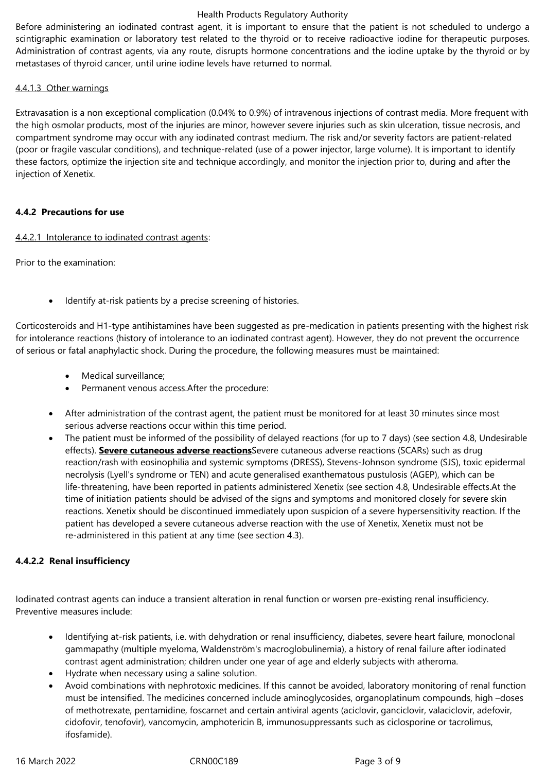Before administering an iodinated contrast agent, it is important to ensure that the patient is not scheduled to undergo a scintigraphic examination or laboratory test related to the thyroid or to receive radioactive iodine for therapeutic purposes. Administration of contrast agents, via any route, disrupts hormone concentrations and the iodine uptake by the thyroid or by metastases of thyroid cancer, until urine iodine levels have returned to normal.

4.4.1.3 Other warnings

Extravasation is a non exceptional complication (0.04% to 0.9%) of intravenous injections of contrast media. More frequent with the high osmolar products, most of the injuries are minor, however severe injuries such as skin ulceration, tissue necrosis, and compartment syndrome may occur with any iodinated contrast medium. The risk and/or severity factors are patient-related (poor or fragile vascular conditions), and technique-related (use of a power injector, large volume). It is important to identify these factors, optimize the injection site and technique accordingly, and monitor the injection prior to, during and after the injection of Xenetix.

### 4.4.2 Precautions for use

4.4.2.1 Intolerance to iodinated contrast agents:

Prior to the examination:

- Identify at-risk patients by a precise screening of histories.

Corticosteroids and H1-type antihistamines have been suggested as pre-medication in patients presenting with the highest risk for intolerance reactions (history of intolerance to an iodinated contrast agent). However, they do not prevent the occurrence of serious or fatal anaphylactic shock. During the procedure, the following measures must be maintained:

- Medical surveillance;
- Permanent venous access.After the procedure:

- After administration of the contrast agent, the patient must be monitored for at least 30 minutes since most serious adverse reactions occur within this time period.
- The patient must be informed of the possibility of delayed reactions (for up to 7 days) (see section 4.8, Undesirable effects). **Severe cutaneous adverse reactions**Severe cutaneous adverse reactions (SCARs) such as drug reaction/rash with eosinophilia and systemic symptoms (DRESS), Stevens-Johnson syndrome (SJS), toxic epidermal necrolysis (Lyell's syndrome or TEN) and acute generalised exanthematous pustulosis (AGEP), which can be life-threatening, have been reported in patients administered Xenetix (see section 4.8, Undesirable effects.At the time of initiation patients should be advised of the signs and symptoms and monitored closely for severe skin reactions. Xenetix should be discontinued immediately upon suspicion of a severe hypersensitivity reaction. If the patient has developed a severe cutaneous adverse reaction with the use of Xenetix, Xenetix must not be re-administered in this patient at any time (see section 4.3).

#### 4.4.2.2 Renal insufficiency

Iodinated contrast agents can induce a transient alteration in renal function or worsen pre-existing renal insufficiency. Preventive measures include:

- Identifying at-risk patients, i.e. with dehydration or renal insufficiency, diabetes, severe heart failure, monoclonal gammapathy (multiple myeloma, Waldenström's macroglobulinemia), a history of renal failure after iodinated contrast agent administration; children under one year of age and elderly subjects with atheroma.
- Hydrate when necessary using a saline solution.
- Avoid combinations with nephrotoxic medicines. If this cannot be avoided, laboratory monitoring of renal function must be intensified. The medicines concerned include aminoglycosides, organoplatinum compounds, high –doses of methotrexate, pentamidine, foscarnet and certain antiviral agents (aciclovir, ganciclovir, valaciclovir, adefovir, cidofovir, tenofovir), vancomycin, amphotericin B, immunosuppressants such as ciclosporine or tacrolimus, ifosfamide).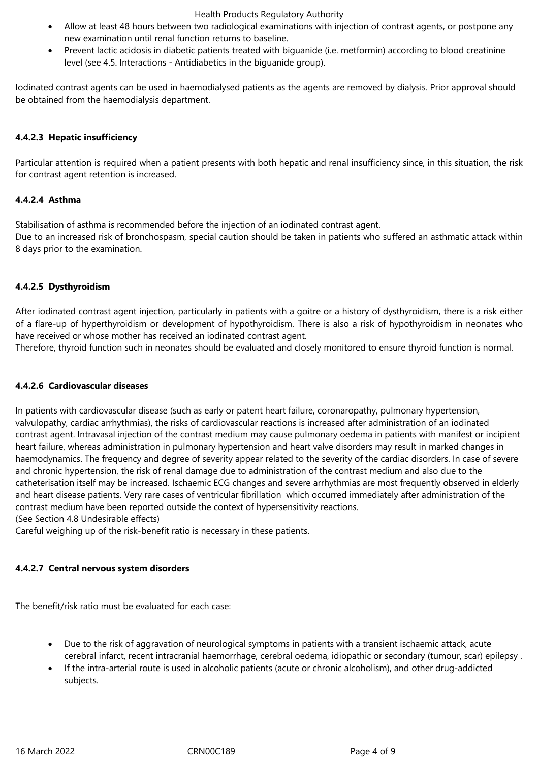- Allow at least 48 hours between two radiological examinations with injection of contrast agents, or postpone any new examination until renal function returns to baseline.
- Prevent lactic acidosis in diabetic patients treated with biguanide (i.e. metformin) according to blood creatinine level (see 4.5. Interactions - Antidiabetics in the biguanide group).

Iodinated contrast agents can be used in haemodialysed patients as the agents are removed by dialysis. Prior approval should be obtained from the haemodialysis department.

#### 4.4.2.3 Hepatic insufficiency

Particular attention is required when a patient presents with both hepatic and renal insufficiency since, in this situation, the risk for contrast agent retention is increased.

#### 4.4.2.4 Asthma

Stabilisation of asthma is recommended before the injection of an iodinated contrast agent.
Due to an increased risk of bronchospasm, special caution should be taken in patients who suffered an asthmatic attack within 8 days prior to the examination.

#### 4.4.2.5 Dysthyroidism

After iodinated contrast agent injection, particularly in patients with a goitre or a history of dysthyroidism, there is a risk either of a flare-up of hyperthyroidism or development of hypothyroidism. There is also a risk of hypothyroidism in neonates who have received or whose mother has received an iodinated contrast agent.
Therefore, thyroid function such in neonates should be evaluated and closely monitored to ensure thyroid function is normal.

#### 4.4.2.6 Cardiovascular diseases

In patients with cardiovascular disease (such as early or patent heart failure, coronaropathy, pulmonary hypertension, valvulopathy, cardiac arrhythmias), the risks of cardiovascular reactions is increased after administration of an iodinated contrast agent. Intravasal injection of the contrast medium may cause pulmonary oedema in patients with manifest or incipient heart failure, whereas administration in pulmonary hypertension and heart valve disorders may result in marked changes in haemodynamics. The frequency and degree of severity appear related to the severity of the cardiac disorders. In case of severe and chronic hypertension, the risk of renal damage due to administration of the contrast medium and also due to the catheterisation itself may be increased. Ischaemic ECG changes and severe arrhythmias are most frequently observed in elderly and heart disease patients. Very rare cases of ventricular fibrillation which occurred immediately after administration of the contrast medium have been reported outside the context of hypersensitivity reactions.
(See Section 4.8 Undesirable effects)
Careful weighing up of the risk-benefit ratio is necessary in these patients.

#### 4.4.2.7 Central nervous system disorders

The benefit/risk ratio must be evaluated for each case:

- Due to the risk of aggravation of neurological symptoms in patients with a transient ischaemic attack, acute cerebral infarct, recent intracranial haemorrhage, cerebral oedema, idiopathic or secondary (tumour, scar) epilepsy .
- If the intra-arterial route is used in alcoholic patients (acute or chronic alcoholism), and other drug-addicted subjects.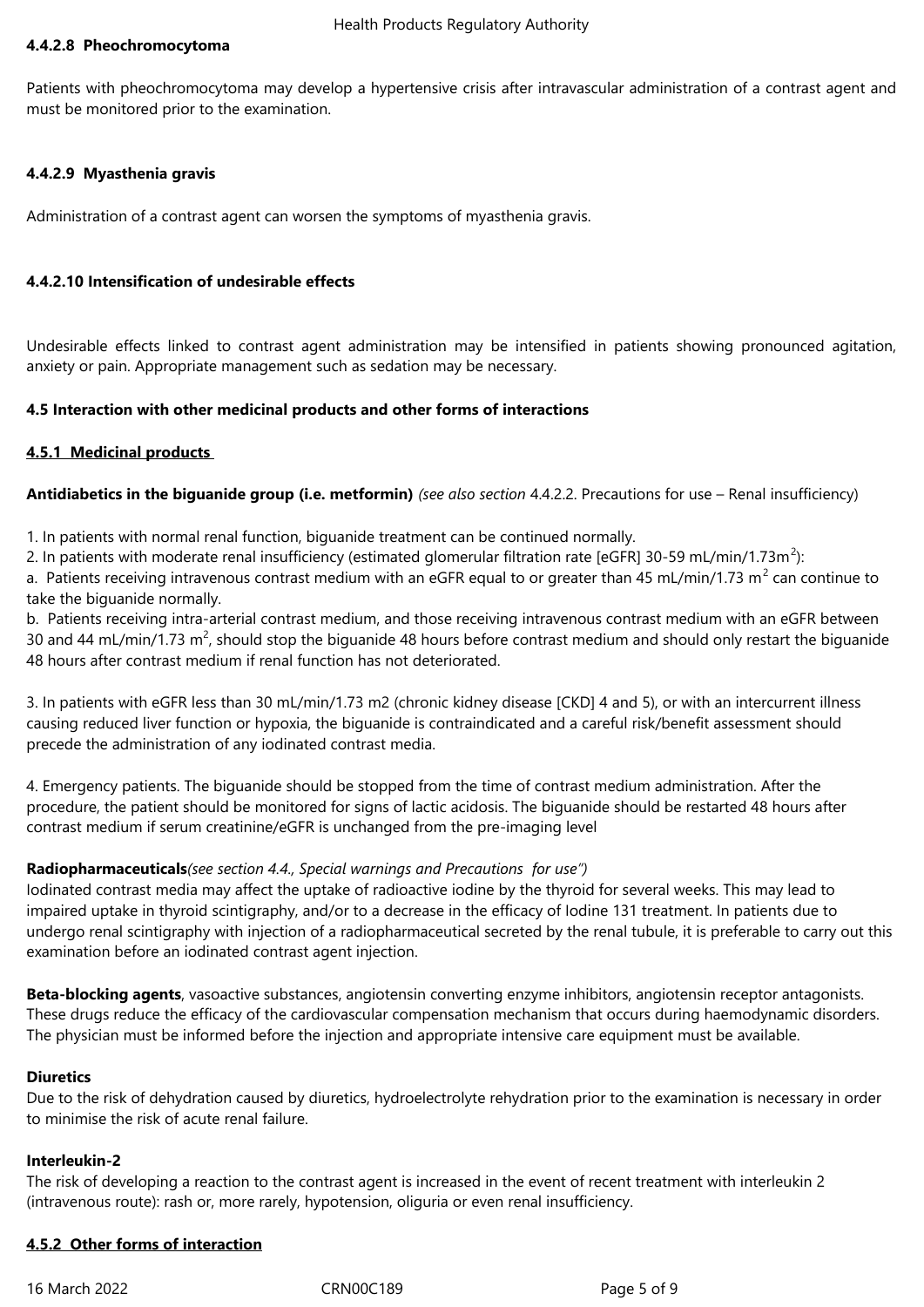#### 4.4.2.8 Pheochromocytoma

Patients with pheochromocytoma may develop a hypertensive crisis after intravascular administration of a contrast agent and must be monitored prior to the examination.

#### 4.4.2.9 Myasthenia gravis

Administration of a contrast agent can worsen the symptoms of myasthenia gravis.

#### 4.4.2.10 Intensification of undesirable effects

Undesirable effects linked to contrast agent administration may be intensified in patients showing pronounced agitation, anxiety or pain. Appropriate management such as sedation may be necessary.

### 4.5 Interaction with other medicinal products and other forms of interactions

#### 4.5.1 Medicinal products

**Antidiabetics in the biguanide group (i.e. metformin)** *(see also section* 4.4.2.2. Precautions for use – Renal insufficiency)

1. In patients with normal renal function, biguanide treatment can be continued normally.
2. In patients with moderate renal insufficiency (estimated glomerular filtration rate [eGFR] 30-59 mL/min/1.73m$^2$):
a. Patients receiving intravenous contrast medium with an eGFR equal to or greater than 45 mL/min/1.73 m$^2$ can continue to take the biguanide normally.
b. Patients receiving intra-arterial contrast medium, and those receiving intravenous contrast medium with an eGFR between 30 and 44 mL/min/1.73 m$^2$, should stop the biguanide 48 hours before contrast medium and should only restart the biguanide 48 hours after contrast medium if renal function has not deteriorated.

3. In patients with eGFR less than 30 mL/min/1.73 m2 (chronic kidney disease [CKD] 4 and 5), or with an intercurrent illness causing reduced liver function or hypoxia, the biguanide is contraindicated and a careful risk/benefit assessment should precede the administration of any iodinated contrast media.

4. Emergency patients. The biguanide should be stopped from the time of contrast medium administration. After the procedure, the patient should be monitored for signs of lactic acidosis. The biguanide should be restarted 48 hours after contrast medium if serum creatinine/eGFR is unchanged from the pre-imaging level

**Radiopharmaceuticals***(see section 4.4., Special warnings and Precautions for use")*
Iodinated contrast media may affect the uptake of radioactive iodine by the thyroid for several weeks. This may lead to impaired uptake in thyroid scintigraphy, and/or to a decrease in the efficacy of Iodine 131 treatment. In patients due to undergo renal scintigraphy with injection of a radiopharmaceutical secreted by the renal tubule, it is preferable to carry out this examination before an iodinated contrast agent injection.

**Beta-blocking agents**, vasoactive substances, angiotensin converting enzyme inhibitors, angiotensin receptor antagonists. These drugs reduce the efficacy of the cardiovascular compensation mechanism that occurs during haemodynamic disorders. The physician must be informed before the injection and appropriate intensive care equipment must be available.

**Diuretics**
Due to the risk of dehydration caused by diuretics, hydroelectrolyte rehydration prior to the examination is necessary in order to minimise the risk of acute renal failure.

**Interleukin-2**
The risk of developing a reaction to the contrast agent is increased in the event of recent treatment with interleukin 2 (intravenous route): rash or, more rarely, hypotension, oliguria or even renal insufficiency.

#### 4.5.2 Other forms of interaction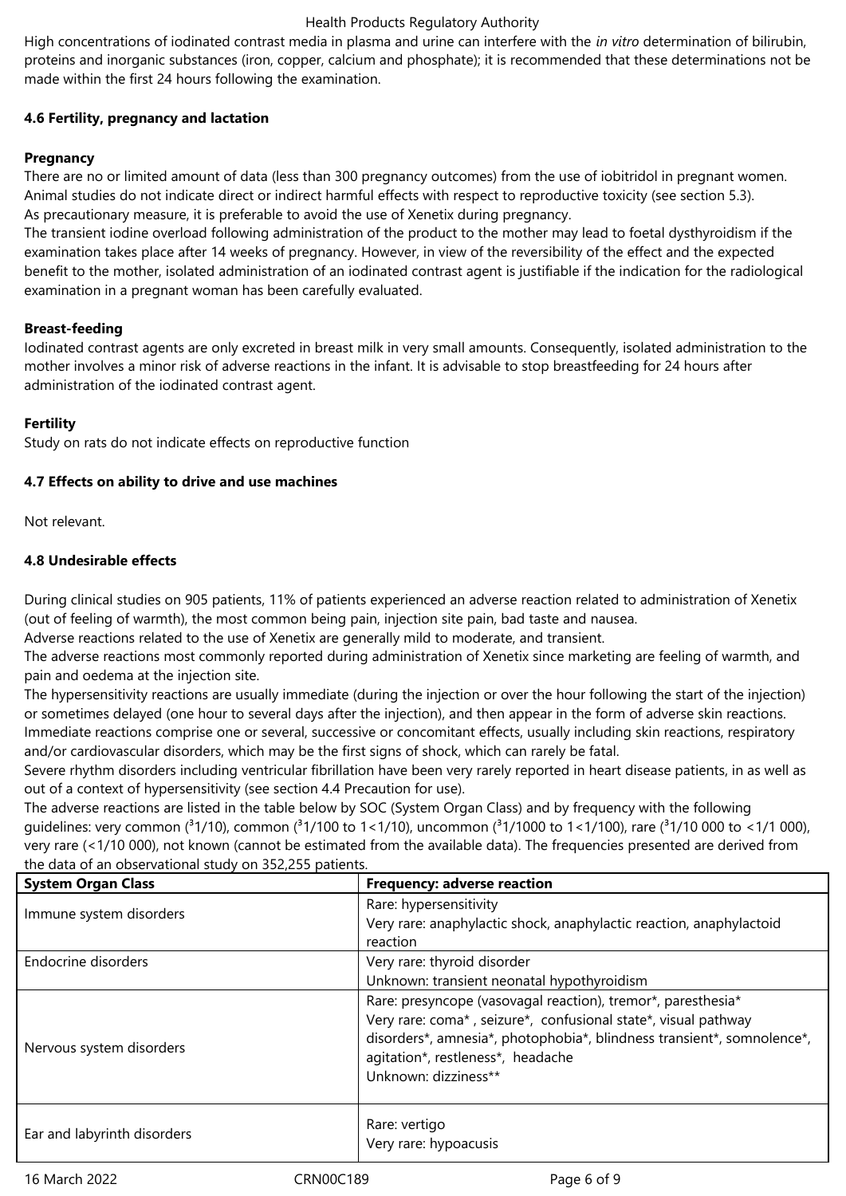High concentrations of iodinated contrast media in plasma and urine can interfere with the *in vitro* determination of bilirubin, proteins and inorganic substances (iron, copper, calcium and phosphate); it is recommended that these determinations not be made within the first 24 hours following the examination.

### 4.6 Fertility, pregnancy and lactation

**Pregnancy**

There are no or limited amount of data (less than 300 pregnancy outcomes) from the use of iobitridol in pregnant women. Animal studies do not indicate direct or indirect harmful effects with respect to reproductive toxicity (see section 5.3).
As precautionary measure, it is preferable to avoid the use of Xenetix during pregnancy.
The transient iodine overload following administration of the product to the mother may lead to foetal dysthyroidism if the examination takes place after 14 weeks of pregnancy. However, in view of the reversibility of the effect and the expected benefit to the mother, isolated administration of an iodinated contrast agent is justifiable if the indication for the radiological examination in a pregnant woman has been carefully evaluated.

**Breast-feeding**

Iodinated contrast agents are only excreted in breast milk in very small amounts. Consequently, isolated administration to the mother involves a minor risk of adverse reactions in the infant. It is advisable to stop breastfeeding for 24 hours after administration of the iodinated contrast agent.

**Fertility**

Study on rats do not indicate effects on reproductive function

### 4.7 Effects on ability to drive and use machines

Not relevant.

### 4.8 Undesirable effects

During clinical studies on 905 patients, 11% of patients experienced an adverse reaction related to administration of Xenetix (out of feeling of warmth), the most common being pain, injection site pain, bad taste and nausea.
Adverse reactions related to the use of Xenetix are generally mild to moderate, and transient.
The adverse reactions most commonly reported during administration of Xenetix since marketing are feeling of warmth, and pain and oedema at the injection site.
The hypersensitivity reactions are usually immediate (during the injection or over the hour following the start of the injection) or sometimes delayed (one hour to several days after the injection), and then appear in the form of adverse skin reactions.
Immediate reactions comprise one or several, successive or concomitant effects, usually including skin reactions, respiratory and/or cardiovascular disorders, which may be the first signs of shock, which can rarely be fatal.
Severe rhythm disorders including ventricular fibrillation have been very rarely reported in heart disease patients, in as well as out of a context of hypersensitivity (see section 4.4 Precaution for use).
The adverse reactions are listed in the table below by SOC (System Organ Class) and by frequency with the following guidelines: very common (≥1/10), common (≥1/100 to 1<1/10), uncommon (≥1/1000 to 1<1/100), rare (≥1/10 000 to <1/1 000), very rare (<1/10 000), not known (cannot be estimated from the available data). The frequencies presented are derived from the data of an observational study on 352,255 patients.

| System Organ Class | Frequency: adverse reaction |
|---|---|
| Immune system disorders | Rare: hypersensitivity<br>Very rare: anaphylactic shock, anaphylactic reaction, anaphylactoid reaction |
| Endocrine disorders | Very rare: thyroid disorder<br>Unknown: transient neonatal hypothyroidism |
| Nervous system disorders | Rare: presyncope (vasovagal reaction), tremor*, paresthesia*<br>Very rare: coma* , seizure*, confusional state*, visual pathway disorders*, amnesia*, photophobia*, blindness transient*, somnolence*, agitation*, restleness*, headache<br>Unknown: dizziness** |
| Ear and labyrinth disorders | Rare: vertigo<br>Very rare: hypoacusis |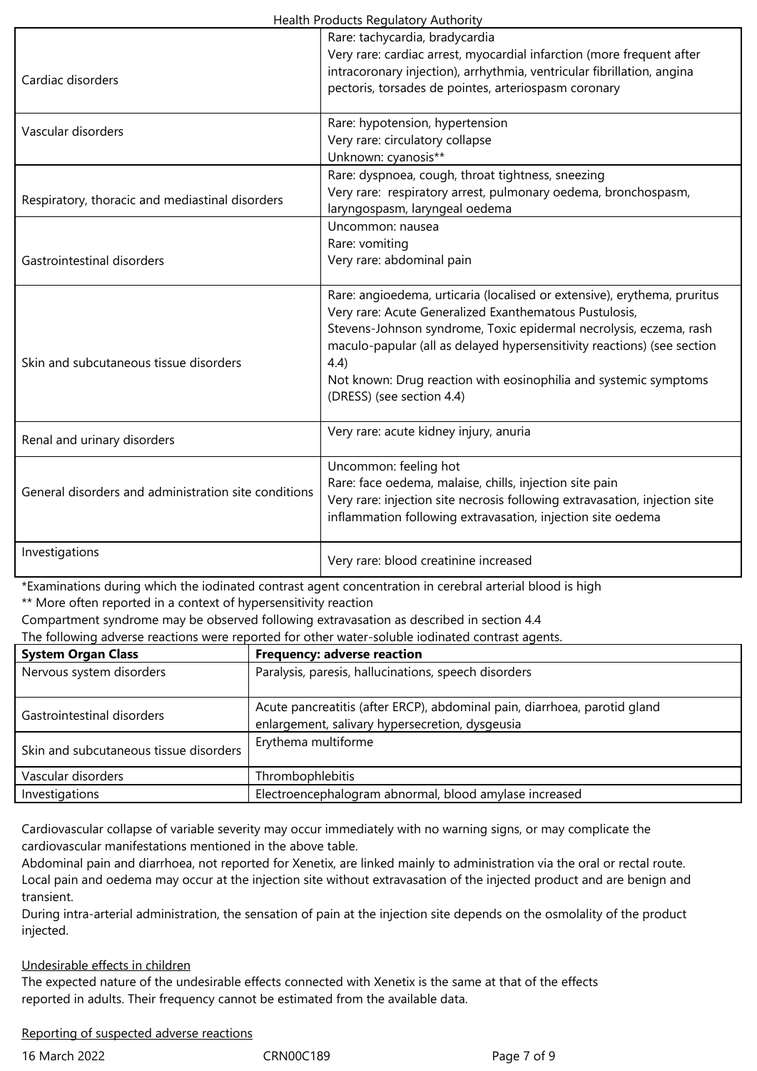| | |
|---|---|
| Cardiac disorders | Rare: tachycardia, bradycardia<br>Very rare: cardiac arrest, myocardial infarction (more frequent after intracoronary injection), arrhythmia, ventricular fibrillation, angina pectoris, torsades de pointes, arteriospasm coronary |
| Vascular disorders | Rare: hypotension, hypertension<br>Very rare: circulatory collapse<br>Unknown: cyanosis** |
| Respiratory, thoracic and mediastinal disorders | Rare: dyspnoea, cough, throat tightness, sneezing<br>Very rare: respiratory arrest, pulmonary oedema, bronchospasm, laryngospasm, laryngeal oedema |
| Gastrointestinal disorders | Uncommon: nausea<br>Rare: vomiting<br>Very rare: abdominal pain |
| Skin and subcutaneous tissue disorders | Rare: angioedema, urticaria (localised or extensive), erythema, pruritus<br>Very rare: Acute Generalized Exanthematous Pustulosis, Stevens-Johnson syndrome, Toxic epidermal necrolysis, eczema, rash maculo-papular (all as delayed hypersensitivity reactions) (see section 4.4)<br>Not known: Drug reaction with eosinophilia and systemic symptoms (DRESS) (see section 4.4) |
| Renal and urinary disorders | Very rare: acute kidney injury, anuria |
| General disorders and administration site conditions | Uncommon: feeling hot<br>Rare: face oedema, malaise, chills, injection site pain<br>Very rare: injection site necrosis following extravasation, injection site inflammation following extravasation, injection site oedema |
| Investigations | Very rare: blood creatinine increased |

*Examinations during which the iodinated contrast agent concentration in cerebral arterial blood is high

** More often reported in a context of hypersensitivity reaction

Compartment syndrome may be observed following extravasation as described in section 4.4

The following adverse reactions were reported for other water-soluble iodinated contrast agents.

| System Organ Class | Frequency: adverse reaction |
|---|---|
| Nervous system disorders | Paralysis, paresis, hallucinations, speech disorders |
| Gastrointestinal disorders | Acute pancreatitis (after ERCP), abdominal pain, diarrhoea, parotid gland enlargement, salivary hypersecretion, dysgeusia |
| Skin and subcutaneous tissue disorders | Erythema multiforme |
| Vascular disorders | Thrombophlebitis |
| Investigations | Electroencephalogram abnormal, blood amylase increased |

Cardiovascular collapse of variable severity may occur immediately with no warning signs, or may complicate the cardiovascular manifestations mentioned in the above table.

Abdominal pain and diarrhoea, not reported for Xenetix, are linked mainly to administration via the oral or rectal route.

Local pain and oedema may occur at the injection site without extravasation of the injected product and are benign and transient.

During intra-arterial administration, the sensation of pain at the injection site depends on the osmolality of the product injected.

Undesirable effects in children

The expected nature of the undesirable effects connected with Xenetix is the same at that of the effects reported in adults. Their frequency cannot be estimated from the available data.

Reporting of suspected adverse reactions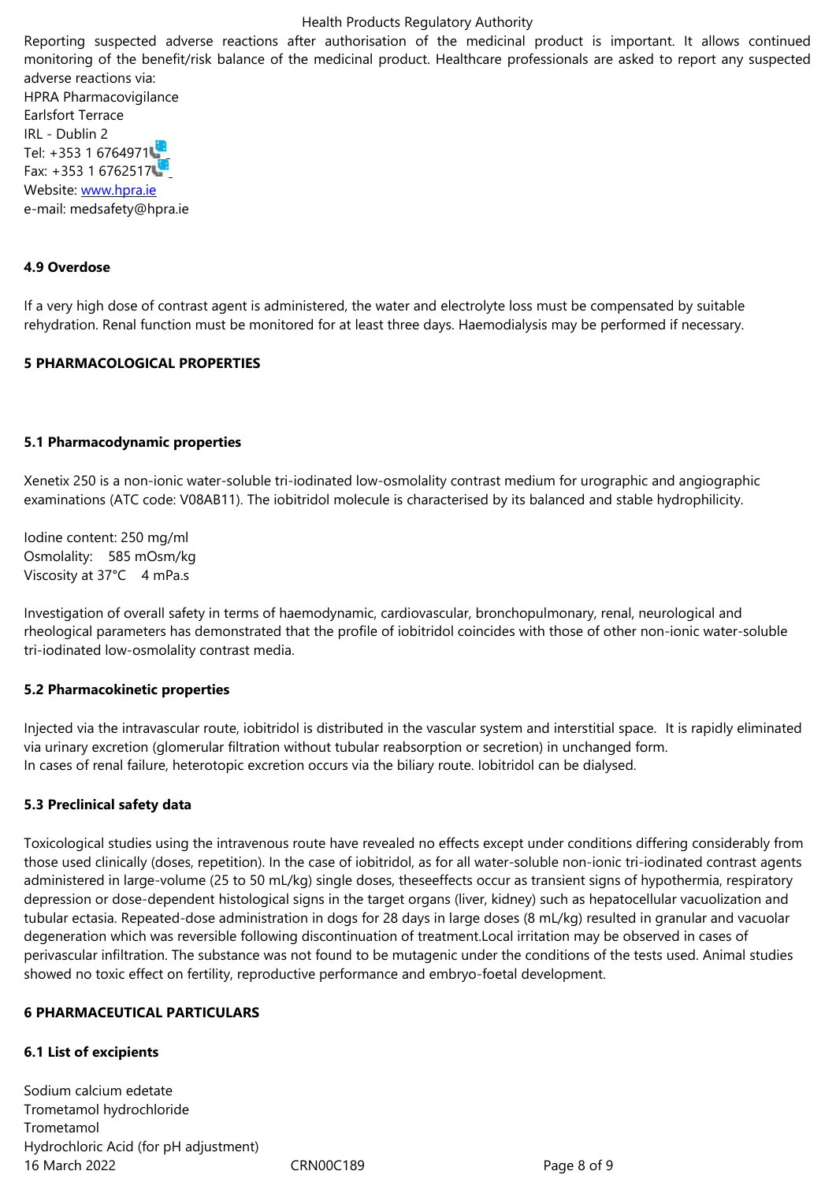Reporting suspected adverse reactions after authorisation of the medicinal product is important. It allows continued monitoring of the benefit/risk balance of the medicinal product. Healthcare professionals are asked to report any suspected adverse reactions via:
HPRA Pharmacovigilance
Earlsfort Terrace
IRL - Dublin 2
Tel: +353 1 6764971
Fax: +353 1 6762517
Website: www.hpra.ie
e-mail: medsafety@hpra.ie

## 4.9 Overdose

If a very high dose of contrast agent is administered, the water and electrolyte loss must be compensated by suitable rehydration. Renal function must be monitored for at least three days. Haemodialysis may be performed if necessary.

# 5 PHARMACOLOGICAL PROPERTIES

## 5.1 Pharmacodynamic properties

Xenetix 250 is a non-ionic water-soluble tri-iodinated low-osmolality contrast medium for urographic and angiographic examinations (ATC code: V08AB11). The iobitridol molecule is characterised by its balanced and stable hydrophilicity.

Iodine content: 250 mg/ml
Osmolality: 585 mOsm/kg
Viscosity at 37°C 4 mPa.s

Investigation of overall safety in terms of haemodynamic, cardiovascular, bronchopulmonary, renal, neurological and rheological parameters has demonstrated that the profile of iobitridol coincides with those of other non-ionic water-soluble tri-iodinated low-osmolality contrast media.

## 5.2 Pharmacokinetic properties

Injected via the intravascular route, iobitridol is distributed in the vascular system and interstitial space. It is rapidly eliminated via urinary excretion (glomerular filtration without tubular reabsorption or secretion) in unchanged form.
In cases of renal failure, heterotopic excretion occurs via the biliary route. Iobitridol can be dialysed.

## 5.3 Preclinical safety data

Toxicological studies using the intravenous route have revealed no effects except under conditions differing considerably from those used clinically (doses, repetition). In the case of iobitridol, as for all water-soluble non-ionic tri-iodinated contrast agents administered in large-volume (25 to 50 mL/kg) single doses, theseeffects occur as transient signs of hypothermia, respiratory depression or dose-dependent histological signs in the target organs (liver, kidney) such as hepatocellular vacuolization and tubular ectasia. Repeated-dose administration in dogs for 28 days in large doses (8 mL/kg) resulted in granular and vacuolar degeneration which was reversible following discontinuation of treatment.Local irritation may be observed in cases of perivascular infiltration. The substance was not found to be mutagenic under the conditions of the tests used. Animal studies showed no toxic effect on fertility, reproductive performance and embryo-foetal development.

# 6 PHARMACEUTICAL PARTICULARS

## 6.1 List of excipients

Sodium calcium edetate
Trometamol hydrochloride
Trometamol
Hydrochloric Acid (for pH adjustment)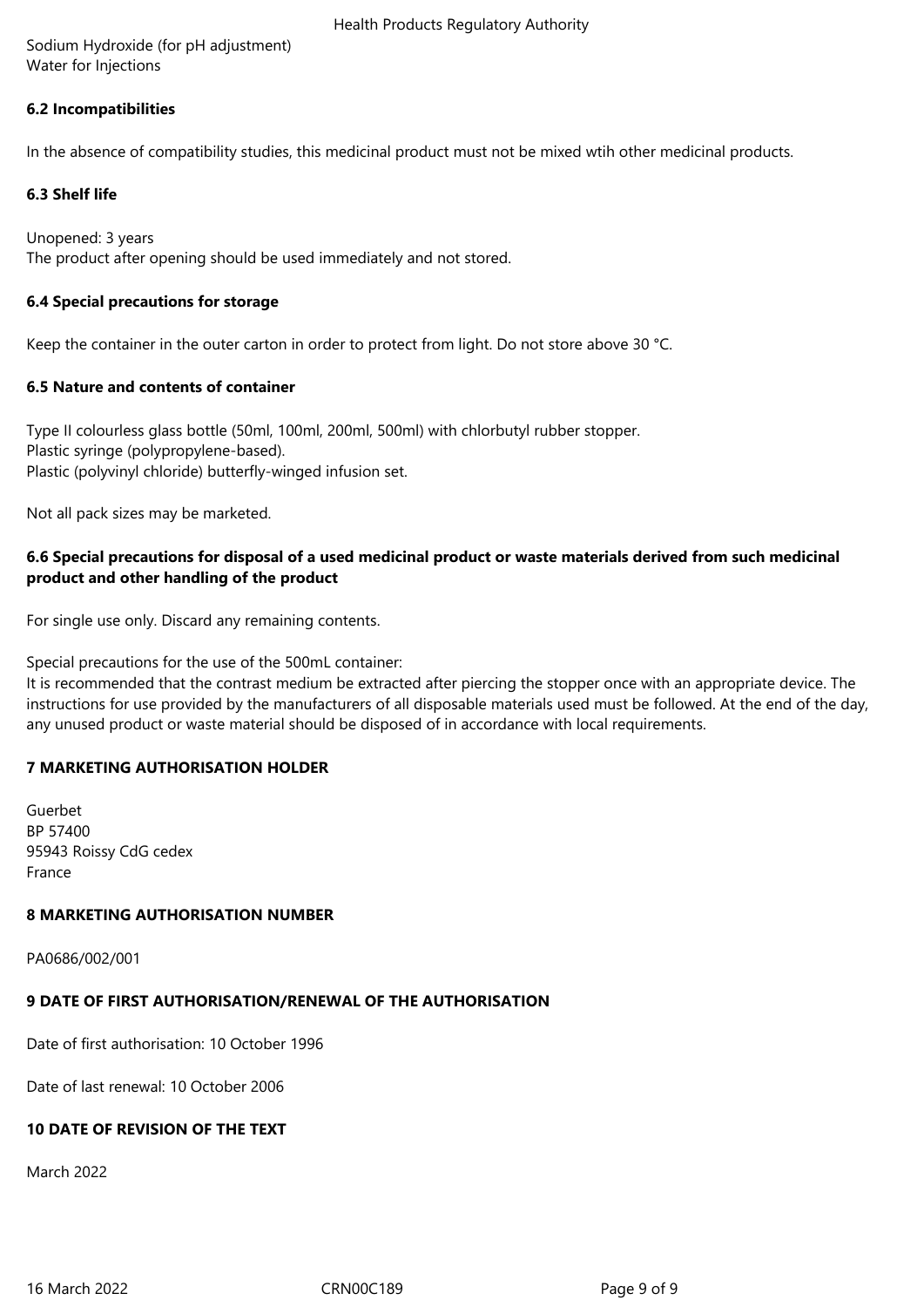Sodium Hydroxide (for pH adjustment)
Water for Injections

### 6.2 Incompatibilities

In the absence of compatibility studies, this medicinal product must not be mixed wtih other medicinal products.

### 6.3 Shelf life

Unopened: 3 years
The product after opening should be used immediately and not stored.

### 6.4 Special precautions for storage

Keep the container in the outer carton in order to protect from light. Do not store above 30 °C.

### 6.5 Nature and contents of container

Type II colourless glass bottle (50ml, 100ml, 200ml, 500ml) with chlorbutyl rubber stopper.
Plastic syringe (polypropylene-based).
Plastic (polyvinyl chloride) butterfly-winged infusion set.

Not all pack sizes may be marketed.

### 6.6 Special precautions for disposal of a used medicinal product or waste materials derived from such medicinal product and other handling of the product

For single use only. Discard any remaining contents.

Special precautions for the use of the 500mL container:
It is recommended that the contrast medium be extracted after piercing the stopper once with an appropriate device. The instructions for use provided by the manufacturers of all disposable materials used must be followed. At the end of the day, any unused product or waste material should be disposed of in accordance with local requirements.

## 7 MARKETING AUTHORISATION HOLDER

Guerbet
BP 57400
95943 Roissy CdG cedex
France

## 8 MARKETING AUTHORISATION NUMBER

PA0686/002/001

## 9 DATE OF FIRST AUTHORISATION/RENEWAL OF THE AUTHORISATION

Date of first authorisation: 10 October 1996

Date of last renewal: 10 October 2006

## 10 DATE OF REVISION OF THE TEXT

March 2022